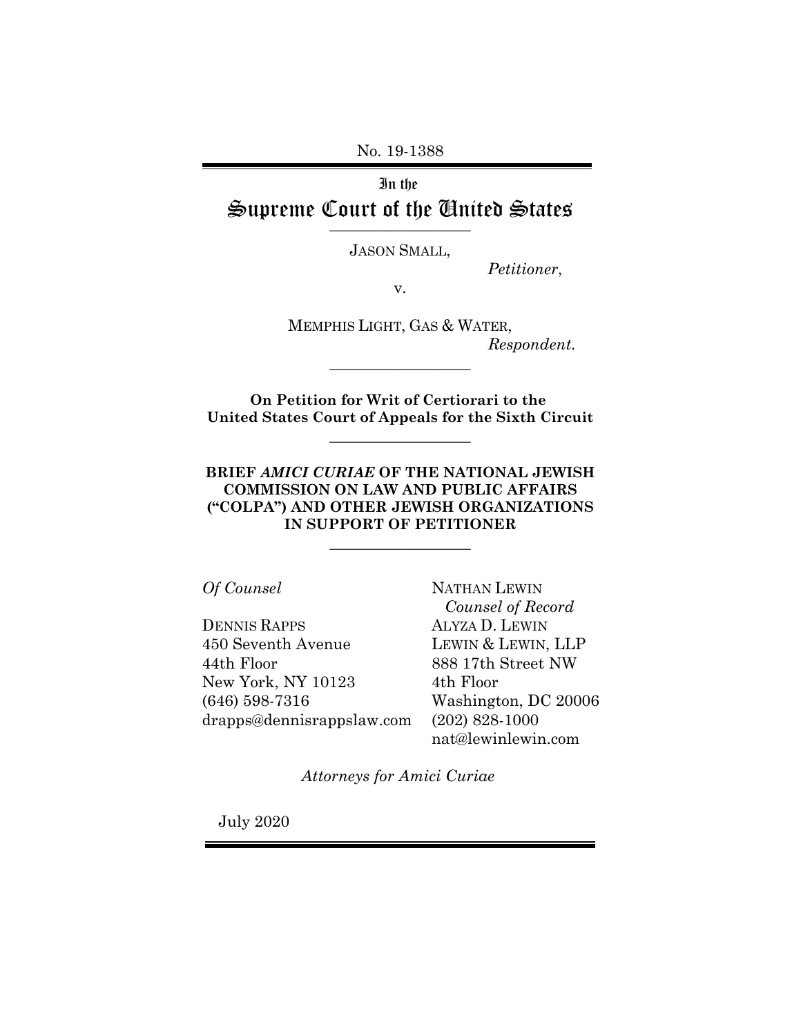No. 19-1388

In the

# Supreme Court of the United States

---

JASON SMALL,

*Petitioner*,

v.

MEMPHIS LIGHT, GAS & WATER,

*Respondent.*

---

**On Petition for Writ of Certiorari to the United States Court of Appeals for the Sixth Circuit**

---

**BRIEF *AMICI CURIAE* OF THE NATIONAL JEWISH COMMISSION ON LAW AND PUBLIC AFFAIRS ("COLPA") AND OTHER JEWISH ORGANIZATIONS IN SUPPORT OF PETITIONER**

---

*Of Counsel*

DENNIS RAPPS
450 Seventh Avenue
44th Floor
New York, NY 10123
(646) 598-7316
drapps@dennisrappslaw.com

NATHAN LEWIN
*Counsel of Record*
ALYZA D. LEWIN
LEWIN & LEWIN, LLP
888 17th Street NW
4th Floor
Washington, DC 20006
(202) 828-1000
nat@lewinlewin.com

*Attorneys for Amici Curiae*

July 2020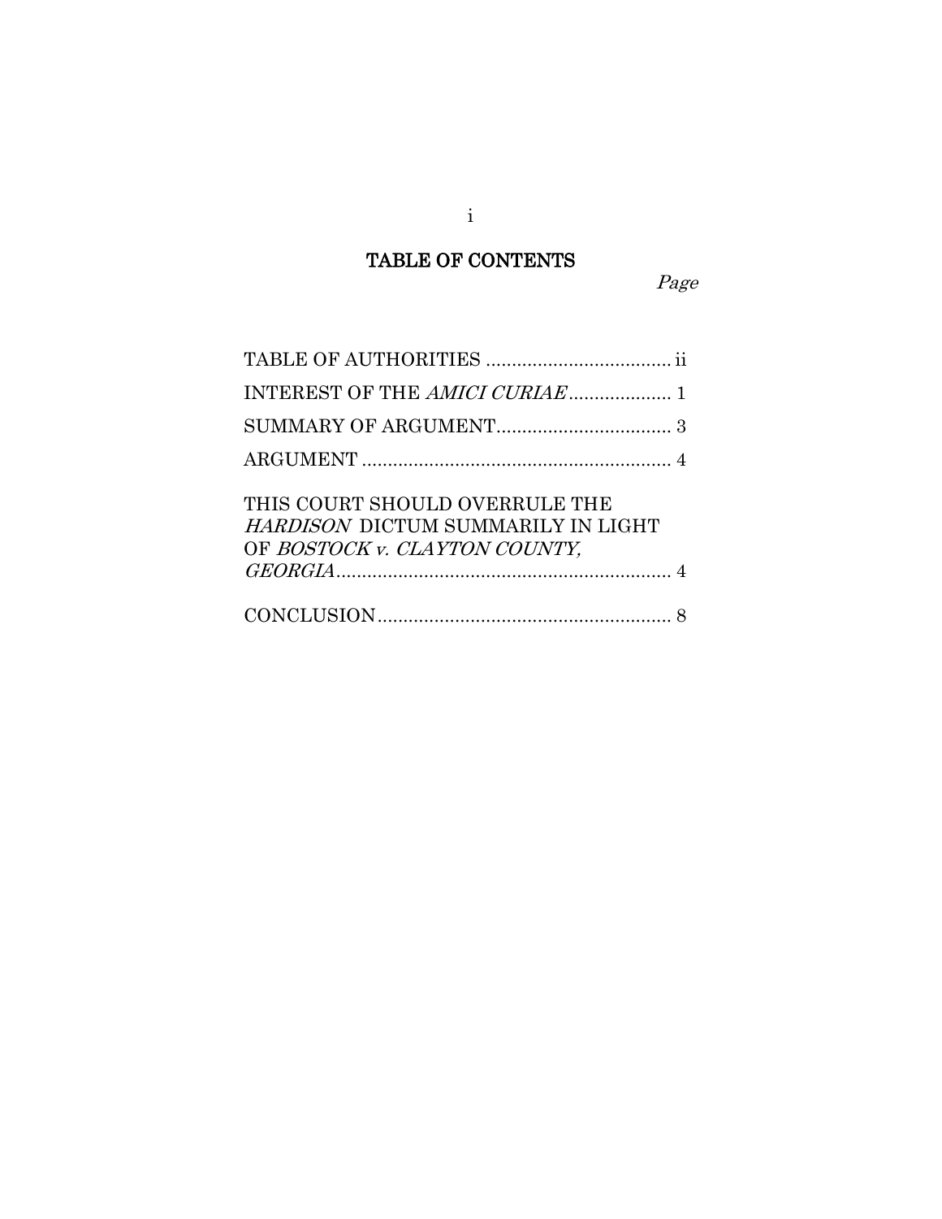# TABLE OF CONTENTS

| | Page |
|---|---|
| TABLE OF AUTHORITIES | ii |
| INTEREST OF THE *AMICI CURIAE* | 1 |
| SUMMARY OF ARGUMENT | 3 |
| ARGUMENT | 4 |
| THIS COURT SHOULD OVERRULE THE *HARDISON* DICTUM SUMMARILY IN LIGHT OF *BOSTOCK v. CLAYTON COUNTY, GEORGIA* | 4 |
| CONCLUSION | 8 |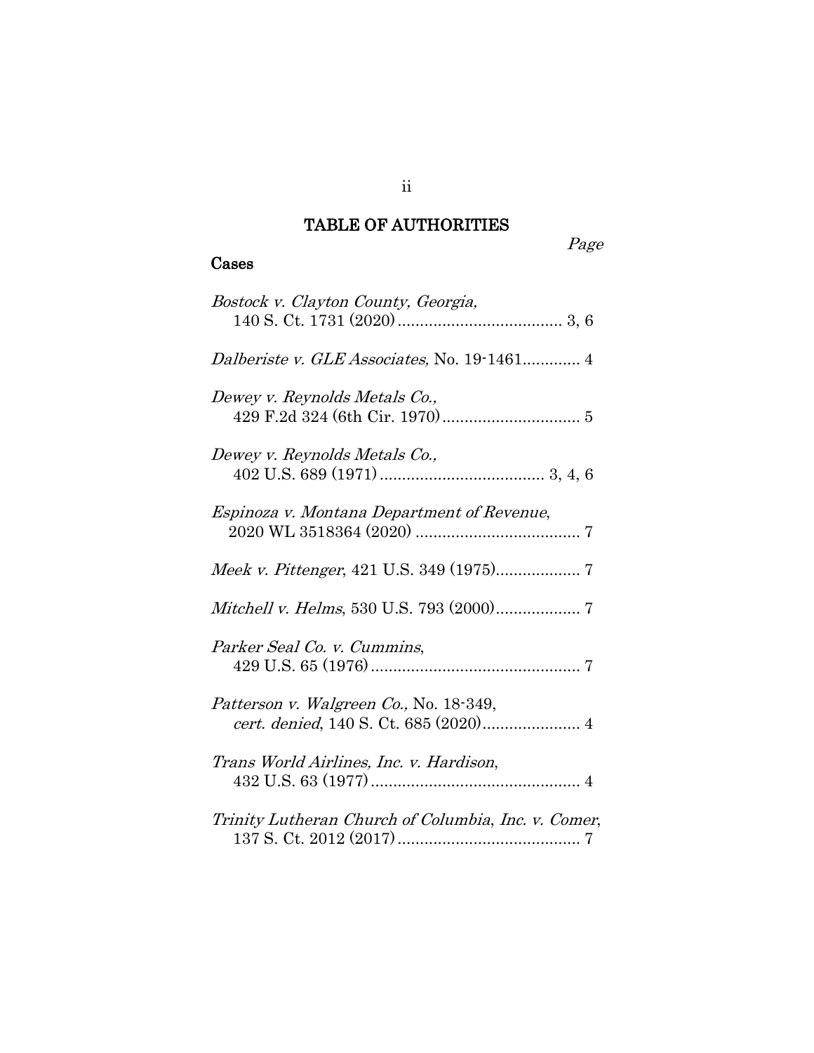# TABLE OF AUTHORITIES

*Page*

## Cases

*Bostock v. Clayton County, Georgia*,
140 S. Ct. 1731 (2020) ..................................... 3, 6

*Dalberiste v. GLE Associates,* No. 19-1461............. 4

*Dewey v. Reynolds Metals Co.,*
429 F.2d 324 (6th Cir. 1970) ............................... 5

*Dewey v. Reynolds Metals Co.,*
402 U.S. 689 (1971) ..................................... 3, 4, 6

*Espinoza v. Montana Department of Revenue*,
2020 WL 3518364 (2020) ..................................... 7

*Meek v. Pittenger*, 421 U.S. 349 (1975)................... 7

*Mitchell v. Helms*, 530 U.S. 793 (2000)................... 7

*Parker Seal Co. v. Cummins*,
429 U.S. 65 (1976) ............................................... 7

*Patterson v. Walgreen Co.,* No. 18-349,
*cert. denied*, 140 S. Ct. 685 (2020)...................... 4

*Trans World Airlines, Inc. v. Hardison*,
432 U.S. 63 (1977) ............................................... 4

*Trinity Lutheran Church of Columbia, Inc. v. Comer*,
137 S. Ct. 2012 (2017) ......................................... 7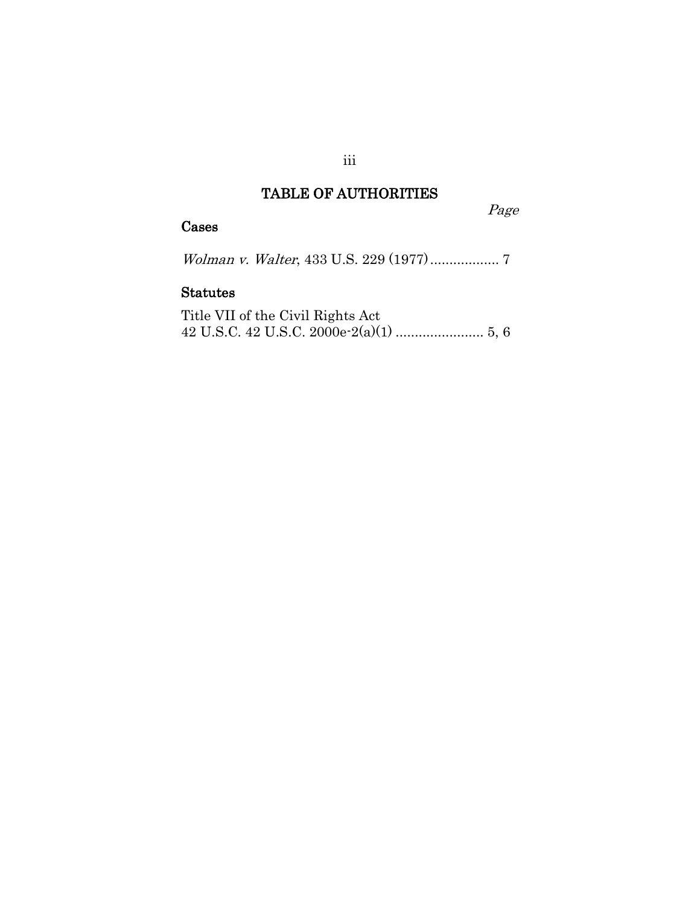## TABLE OF AUTHORITIES

*Page*

### Cases

*Wolman v. Walter*, 433 U.S. 229 (1977) .................. 7

### Statutes

Title VII of the Civil Rights Act
42 U.S.C. 42 U.S.C. 2000e-2(a)(1) ....................... 5, 6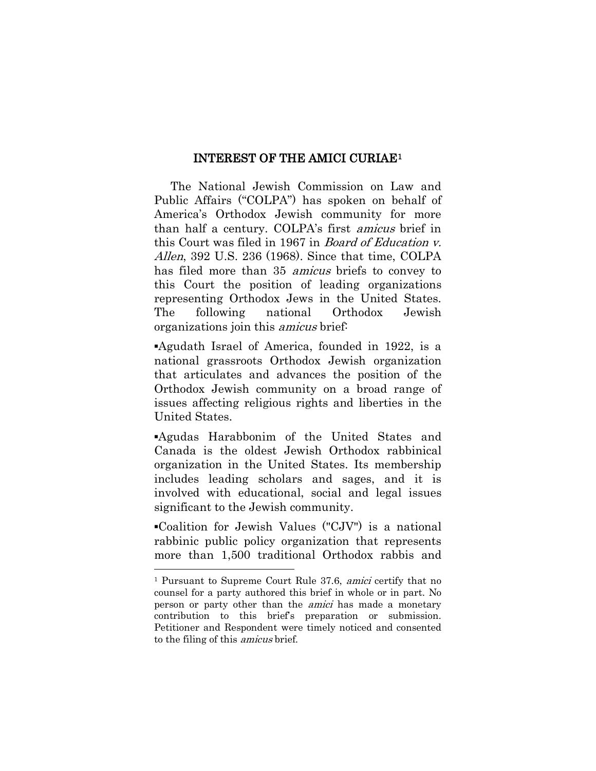## INTEREST OF THE AMICI CURIAE[1]

The National Jewish Commission on Law and Public Affairs ("COLPA") has spoken on behalf of America's Orthodox Jewish community for more than half a century. COLPA's first *amicus* brief in this Court was filed in 1967 in *Board of Education v. Allen*, 392 U.S. 236 (1968). Since that time, COLPA has filed more than 35 *amicus* briefs to convey to this Court the position of leading organizations representing Orthodox Jews in the United States. The following national Orthodox Jewish organizations join this *amicus* brief:

▪Agudath Israel of America, founded in 1922, is a national grassroots Orthodox Jewish organization that articulates and advances the position of the Orthodox Jewish community on a broad range of issues affecting religious rights and liberties in the United States.

▪Agudas Harabbonim of the United States and Canada is the oldest Jewish Orthodox rabbinical organization in the United States. Its membership includes leading scholars and sages, and it is involved with educational, social and legal issues significant to the Jewish community.

▪Coalition for Jewish Values ("CJV") is a national rabbinic public policy organization that represents more than 1,500 traditional Orthodox rabbis and

---

[1] Pursuant to Supreme Court Rule 37.6, *amici* certify that no counsel for a party authored this brief in whole or in part. No person or party other than the *amici* has made a monetary contribution to this brief's preparation or submission. Petitioner and Respondent were timely noticed and consented to the filing of this *amicus* brief.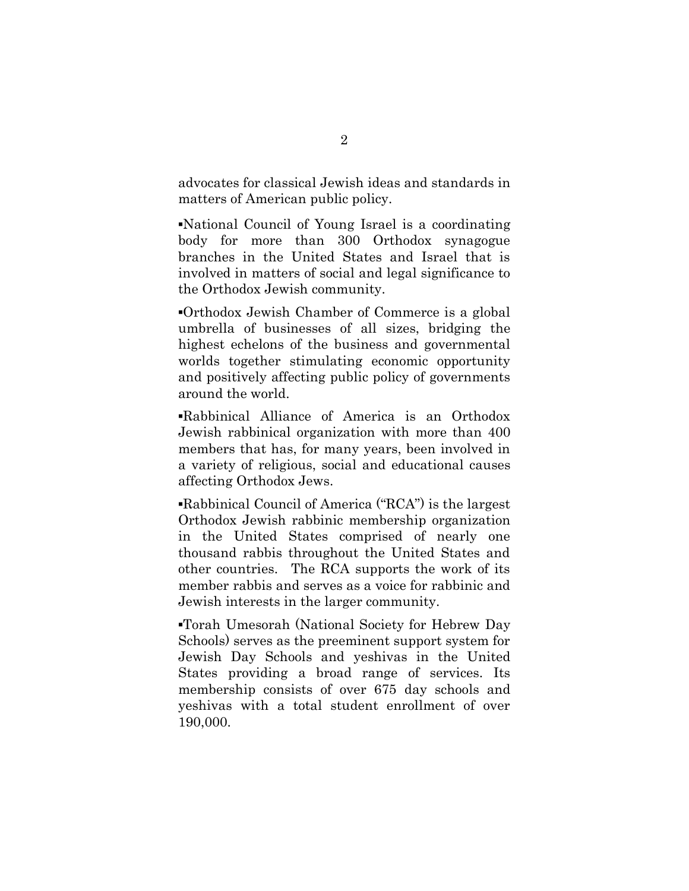advocates for classical Jewish ideas and standards in matters of American public policy.

▪National Council of Young Israel is a coordinating body for more than 300 Orthodox synagogue branches in the United States and Israel that is involved in matters of social and legal significance to the Orthodox Jewish community.

▪Orthodox Jewish Chamber of Commerce is a global umbrella of businesses of all sizes, bridging the highest echelons of the business and governmental worlds together stimulating economic opportunity and positively affecting public policy of governments around the world.

▪Rabbinical Alliance of America is an Orthodox Jewish rabbinical organization with more than 400 members that has, for many years, been involved in a variety of religious, social and educational causes affecting Orthodox Jews.

▪Rabbinical Council of America ("RCA") is the largest Orthodox Jewish rabbinic membership organization in the United States comprised of nearly one thousand rabbis throughout the United States and other countries. The RCA supports the work of its member rabbis and serves as a voice for rabbinic and Jewish interests in the larger community.

▪Torah Umesorah (National Society for Hebrew Day Schools) serves as the preeminent support system for Jewish Day Schools and yeshivas in the United States providing a broad range of services. Its membership consists of over 675 day schools and yeshivas with a total student enrollment of over 190,000.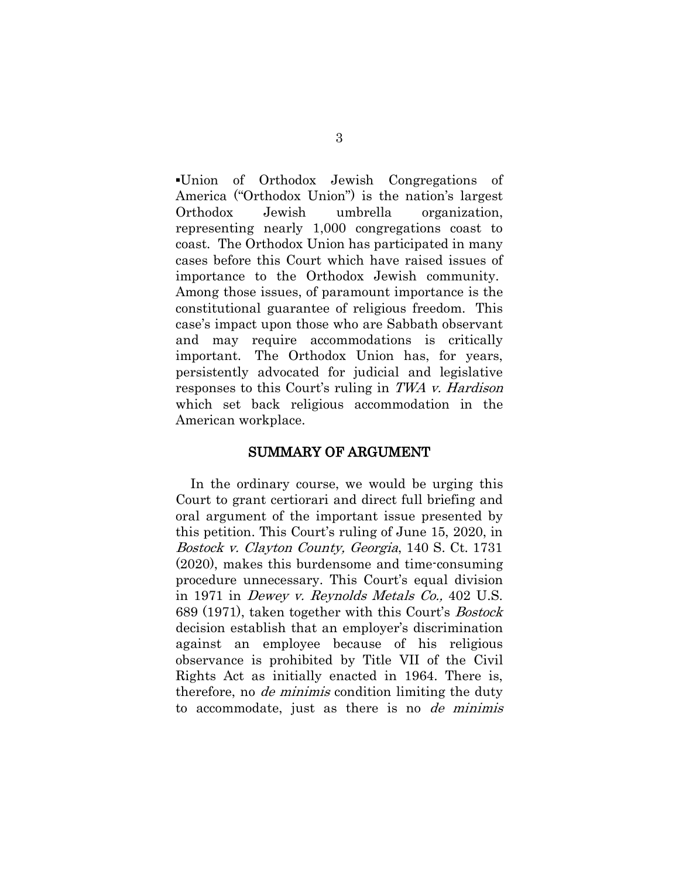▪Union of Orthodox Jewish Congregations of America ("Orthodox Union") is the nation's largest Orthodox Jewish umbrella organization, representing nearly 1,000 congregations coast to coast. The Orthodox Union has participated in many cases before this Court which have raised issues of importance to the Orthodox Jewish community. Among those issues, of paramount importance is the constitutional guarantee of religious freedom. This case's impact upon those who are Sabbath observant and may require accommodations is critically important. The Orthodox Union has, for years, persistently advocated for judicial and legislative responses to this Court's ruling in *TWA v. Hardison* which set back religious accommodation in the American workplace.

## SUMMARY OF ARGUMENT

In the ordinary course, we would be urging this Court to grant certiorari and direct full briefing and oral argument of the important issue presented by this petition. This Court's ruling of June 15, 2020, in *Bostock v. Clayton County, Georgia*, 140 S. Ct. 1731 (2020), makes this burdensome and time-consuming procedure unnecessary. This Court's equal division in 1971 in *Dewey v. Reynolds Metals Co.,* 402 U.S. 689 (1971), taken together with this Court's *Bostock* decision establish that an employer's discrimination against an employee because of his religious observance is prohibited by Title VII of the Civil Rights Act as initially enacted in 1964. There is, therefore, no *de minimis* condition limiting the duty to accommodate, just as there is no *de minimis*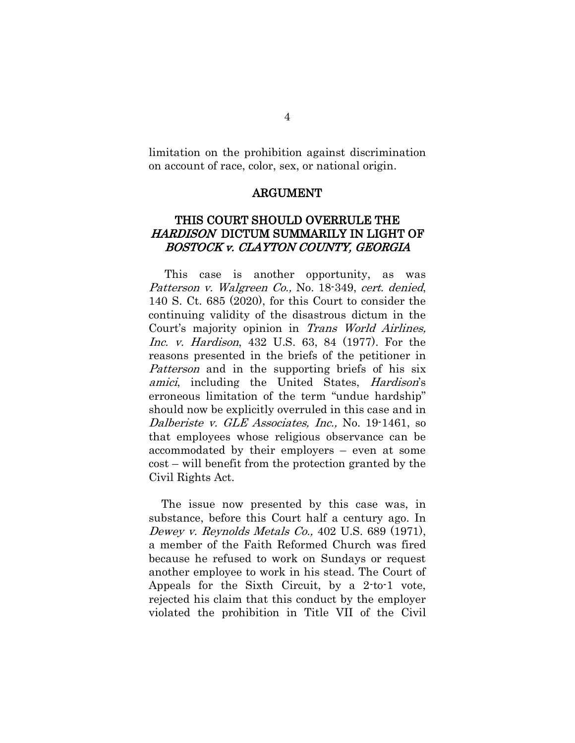limitation on the prohibition against discrimination on account of race, color, sex, or national origin.

## ARGUMENT

### THIS COURT SHOULD OVERRULE THE *HARDISON* DICTUM SUMMARILY IN LIGHT OF *BOSTOCK v. CLAYTON COUNTY, GEORGIA*

This case is another opportunity, as was *Patterson v. Walgreen Co.,* No. 18-349, *cert. denied*, 140 S. Ct. 685 (2020), for this Court to consider the continuing validity of the disastrous dictum in the Court's majority opinion in *Trans World Airlines, Inc. v. Hardison*, 432 U.S. 63, 84 (1977). For the reasons presented in the briefs of the petitioner in *Patterson* and in the supporting briefs of his six *amici*, including the United States, *Hardison*'s erroneous limitation of the term "undue hardship" should now be explicitly overruled in this case and in *Dalberiste v. GLE Associates, Inc.,* No. 19-1461, so that employees whose religious observance can be accommodated by their employers – even at some cost – will benefit from the protection granted by the Civil Rights Act.

The issue now presented by this case was, in substance, before this Court half a century ago. In *Dewey v. Reynolds Metals Co.,* 402 U.S. 689 (1971), a member of the Faith Reformed Church was fired because he refused to work on Sundays or request another employee to work in his stead. The Court of Appeals for the Sixth Circuit, by a 2-to-1 vote, rejected his claim that this conduct by the employer violated the prohibition in Title VII of the Civil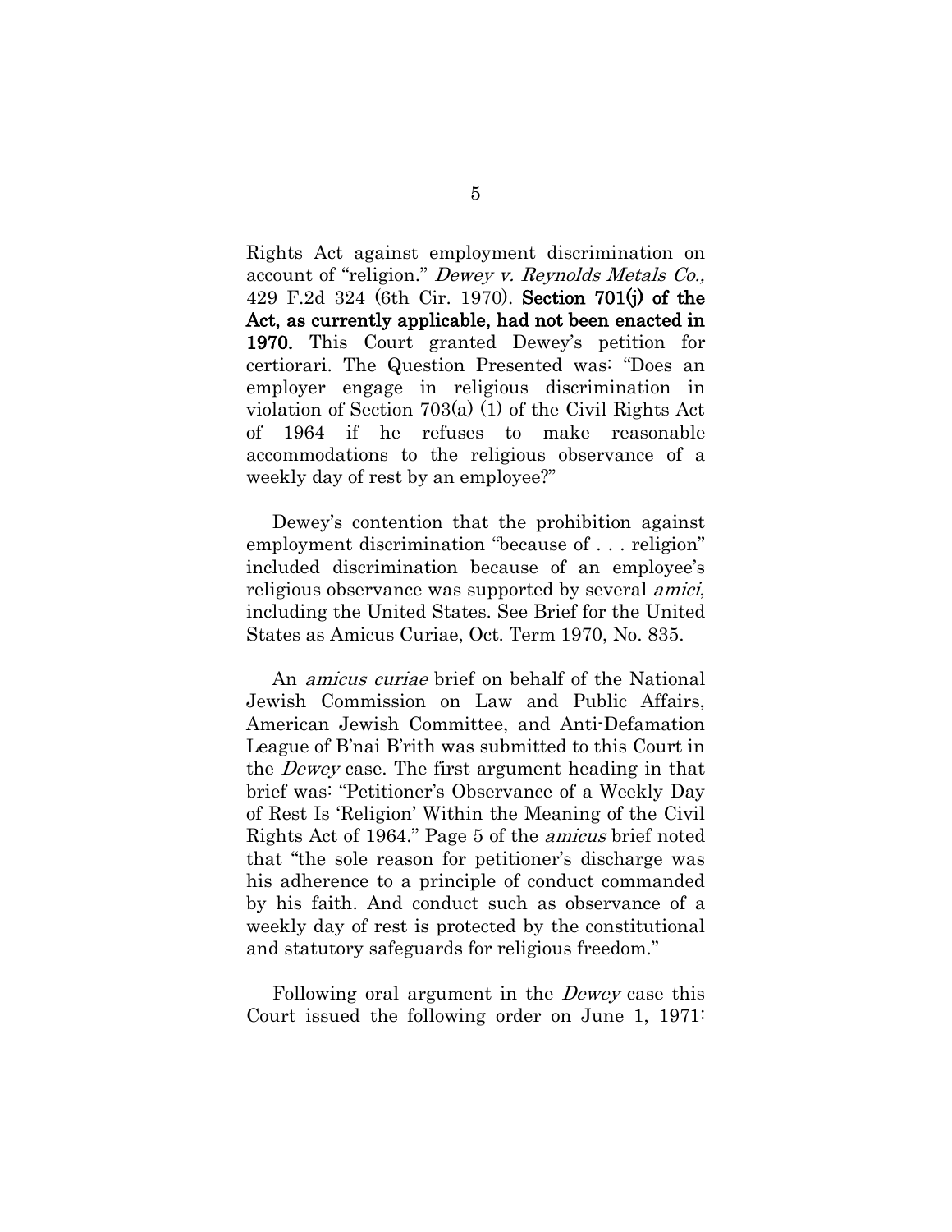Rights Act against employment discrimination on account of "religion." *Dewey v. Reynolds Metals Co.,* 429 F.2d 324 (6th Cir. 1970). **Section 701(j) of the Act, as currently applicable, had not been enacted in 1970.** This Court granted Dewey's petition for certiorari. The Question Presented was: "Does an employer engage in religious discrimination in violation of Section 703(a) (1) of the Civil Rights Act of 1964 if he refuses to make reasonable accommodations to the religious observance of a weekly day of rest by an employee?"

Dewey's contention that the prohibition against employment discrimination "because of . . . religion" included discrimination because of an employee's religious observance was supported by several *amici*, including the United States. See Brief for the United States as Amicus Curiae, Oct. Term 1970, No. 835.

An *amicus curiae* brief on behalf of the National Jewish Commission on Law and Public Affairs, American Jewish Committee, and Anti-Defamation League of B'nai B'rith was submitted to this Court in the *Dewey* case. The first argument heading in that brief was: "Petitioner's Observance of a Weekly Day of Rest Is 'Religion' Within the Meaning of the Civil Rights Act of 1964." Page 5 of the *amicus* brief noted that "the sole reason for petitioner's discharge was his adherence to a principle of conduct commanded by his faith. And conduct such as observance of a weekly day of rest is protected by the constitutional and statutory safeguards for religious freedom."

Following oral argument in the *Dewey* case this Court issued the following order on June 1, 1971: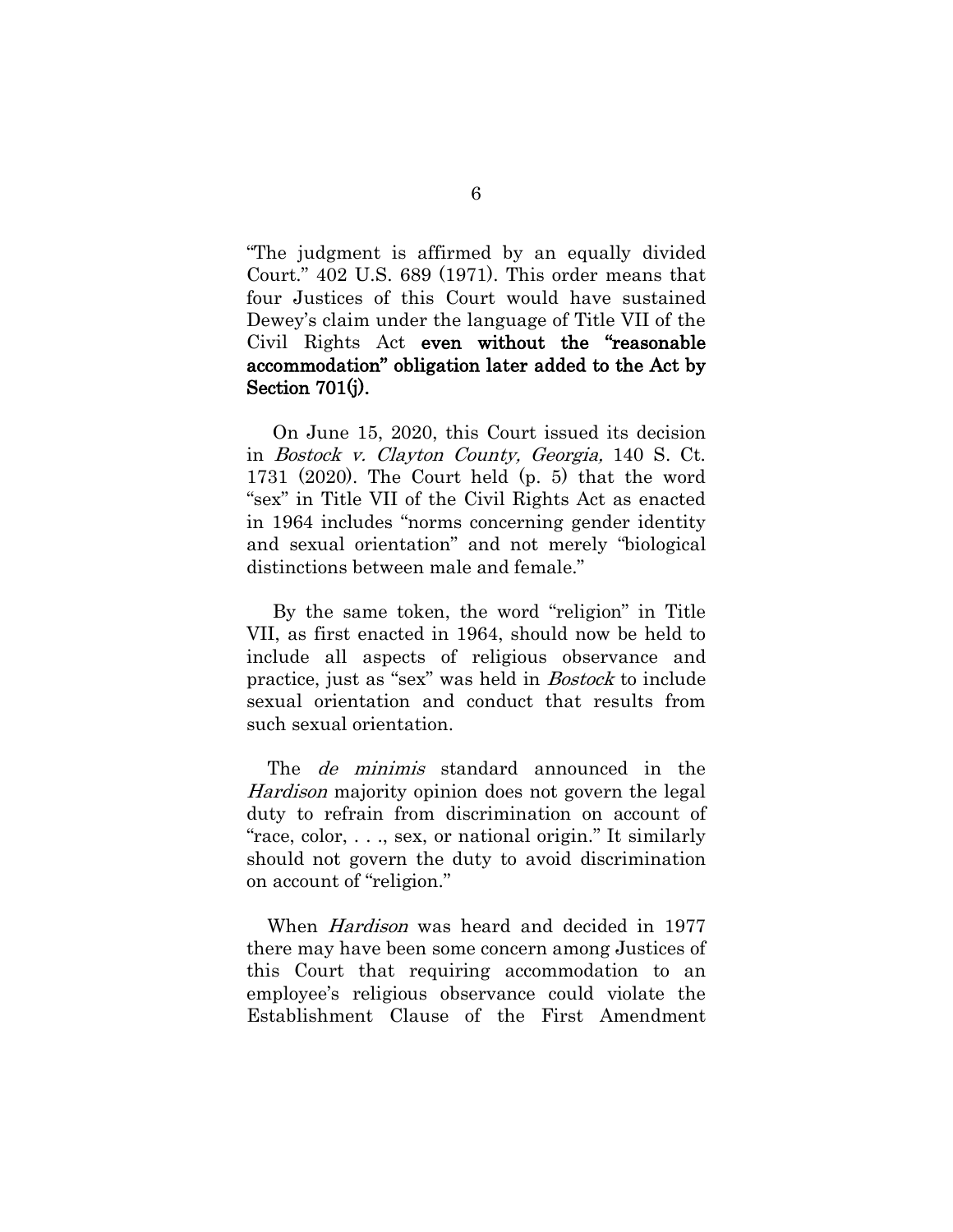"The judgment is affirmed by an equally divided Court." 402 U.S. 689 (1971). This order means that four Justices of this Court would have sustained Dewey's claim under the language of Title VII of the Civil Rights Act **even without the "reasonable accommodation" obligation later added to the Act by Section 701(j).**

On June 15, 2020, this Court issued its decision in *Bostock v. Clayton County, Georgia,* 140 S. Ct. 1731 (2020). The Court held (p. 5) that the word "sex" in Title VII of the Civil Rights Act as enacted in 1964 includes "norms concerning gender identity and sexual orientation" and not merely "biological distinctions between male and female."

By the same token, the word "religion" in Title VII, as first enacted in 1964, should now be held to include all aspects of religious observance and practice, just as "sex" was held in *Bostock* to include sexual orientation and conduct that results from such sexual orientation.

The *de minimis* standard announced in the *Hardison* majority opinion does not govern the legal duty to refrain from discrimination on account of "race, color, . . ., sex, or national origin." It similarly should not govern the duty to avoid discrimination on account of "religion."

When *Hardison* was heard and decided in 1977 there may have been some concern among Justices of this Court that requiring accommodation to an employee's religious observance could violate the Establishment Clause of the First Amendment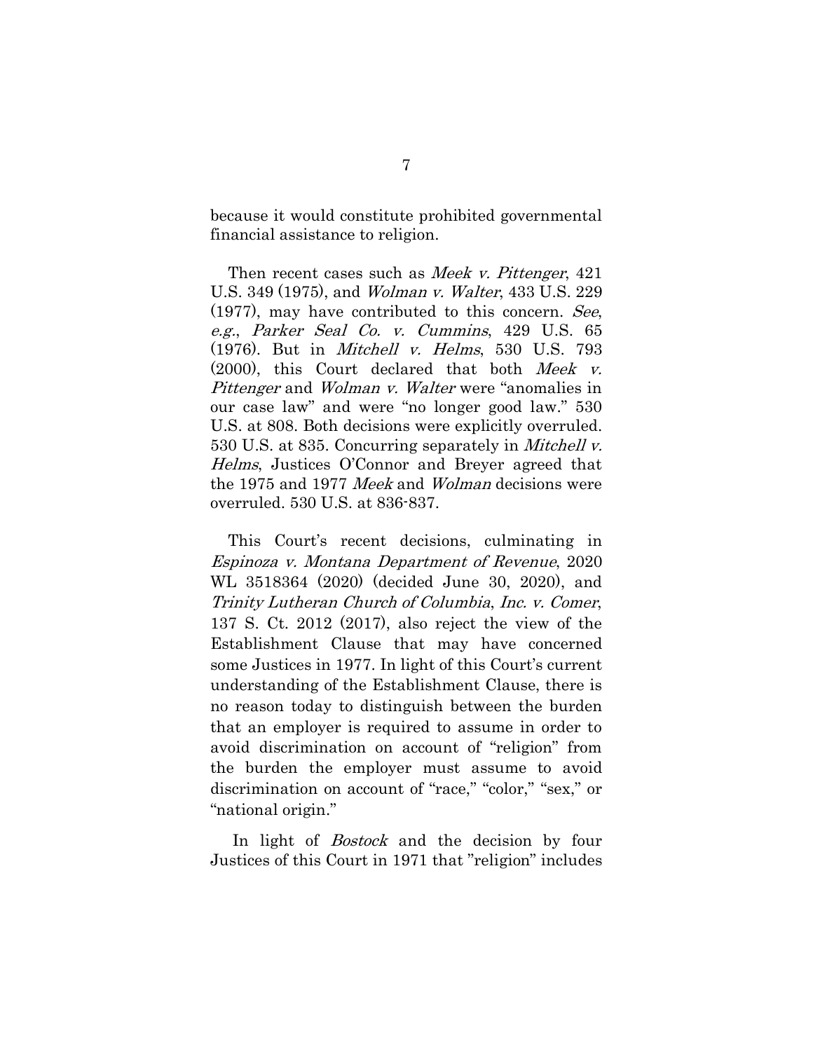because it would constitute prohibited governmental financial assistance to religion.

Then recent cases such as *Meek v. Pittenger*, 421 U.S. 349 (1975), and *Wolman v. Walter*, 433 U.S. 229 (1977), may have contributed to this concern. *See, e.g.*, *Parker Seal Co. v. Cummins*, 429 U.S. 65 (1976). But in *Mitchell v. Helms*, 530 U.S. 793 (2000), this Court declared that both *Meek v. Pittenger* and *Wolman v. Walter* were "anomalies in our case law" and were "no longer good law." 530 U.S. at 808. Both decisions were explicitly overruled. 530 U.S. at 835. Concurring separately in *Mitchell v. Helms*, Justices O'Connor and Breyer agreed that the 1975 and 1977 *Meek* and *Wolman* decisions were overruled. 530 U.S. at 836-837.

This Court's recent decisions, culminating in *Espinoza v. Montana Department of Revenue*, 2020 WL 3518364 (2020) (decided June 30, 2020), and *Trinity Lutheran Church of Columbia, Inc. v. Comer*, 137 S. Ct. 2012 (2017), also reject the view of the Establishment Clause that may have concerned some Justices in 1977. In light of this Court's current understanding of the Establishment Clause, there is no reason today to distinguish between the burden that an employer is required to assume in order to avoid discrimination on account of "religion" from the burden the employer must assume to avoid discrimination on account of "race," "color," "sex," or "national origin."

In light of *Bostock* and the decision by four Justices of this Court in 1971 that "religion" includes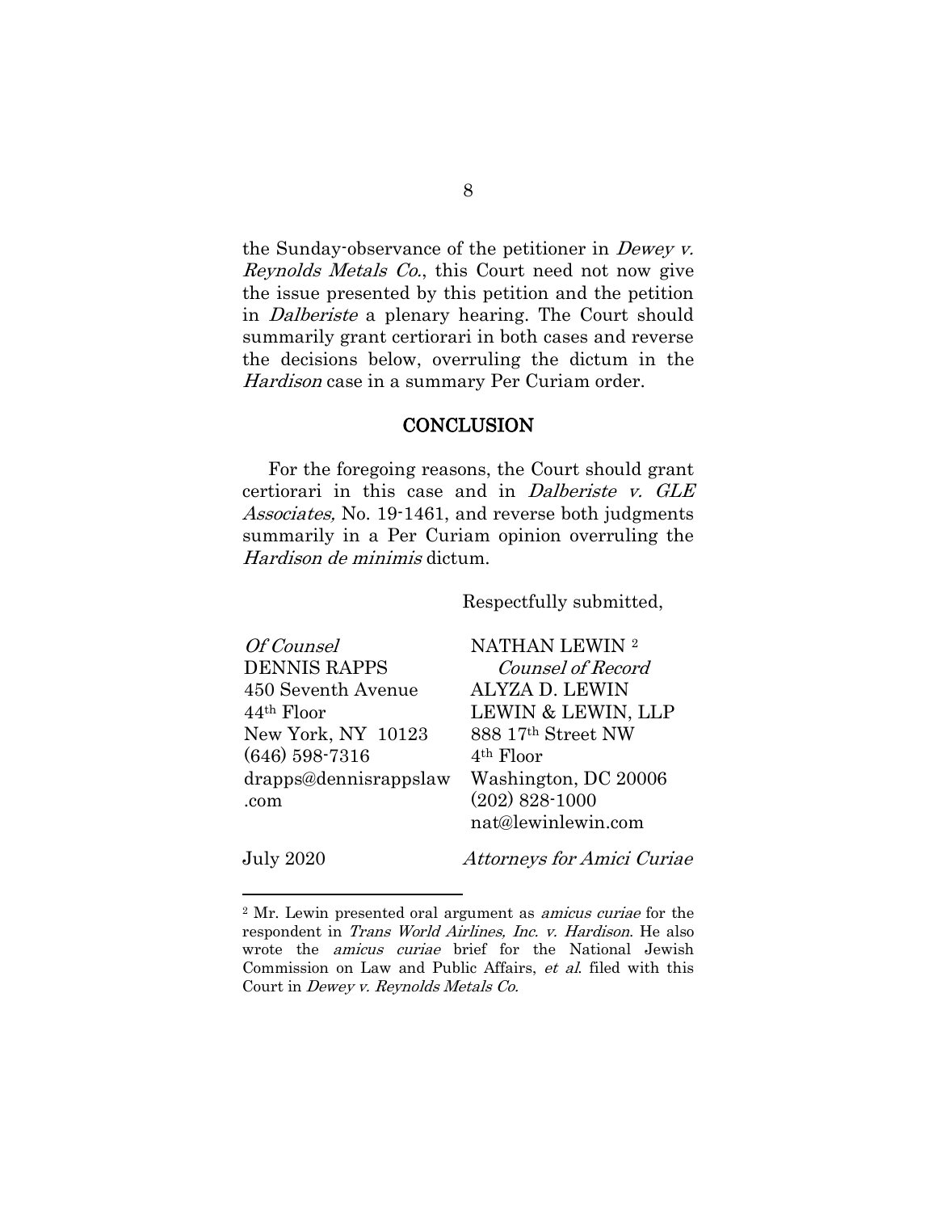the Sunday-observance of the petitioner in *Dewey v. Reynolds Metals Co.*, this Court need not now give the issue presented by this petition and the petition in *Dalberiste* a plenary hearing. The Court should summarily grant certiorari in both cases and reverse the decisions below, overruling the dictum in the *Hardison* case in a summary Per Curiam order.

## CONCLUSION

For the foregoing reasons, the Court should grant certiorari in this case and in *Dalberiste v. GLE Associates,* No. 19-1461, and reverse both judgments summarily in a Per Curiam opinion overruling the *Hardison de minimis* dictum.

Respectfully submitted,

*Of Counsel*
DENNIS RAPPS
450 Seventh Avenue
44th Floor
New York, NY 10123
(646) 598-7316
drapps@dennisrappslaw.com

NATHAN LEWIN [2]
*Counsel of Record*
ALYZA D. LEWIN
LEWIN & LEWIN, LLP
888 17th Street NW
4th Floor
Washington, DC 20006
(202) 828-1000
nat@lewinlewin.com

July 2020

*Attorneys for Amici Curiae*

---

[2] Mr. Lewin presented oral argument as *amicus curiae* for the respondent in *Trans World Airlines, Inc. v. Hardison*. He also wrote the *amicus curiae* brief for the National Jewish Commission on Law and Public Affairs, *et al.* filed with this Court in *Dewey v. Reynolds Metals Co.*